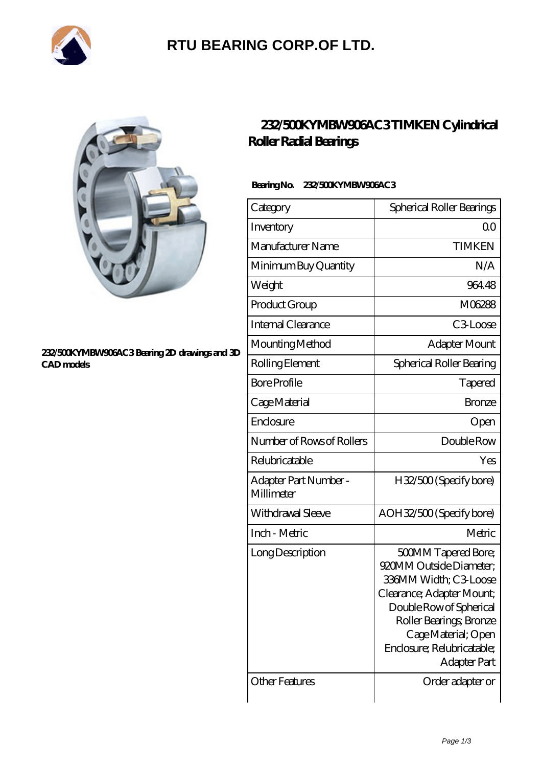# RTU BEARING CORP.OF LTD.

232/500KYMBW906AC3 Bearing 2D drawings and 3D CAD models

## 232/500KYMBW906AC3 TIMKEN Cylindrical Roller Radial Bearings

**Bearing No. 232/500KYMBW906AC3**

| Category | Spherical Roller Bearings |
|---|---|
| Inventory | 0.0 |
| Manufacturer Name | TIMKEN |
| Minimum Buy Quantity | N/A |
| Weight | 964.48 |
| Product Group | M06288 |
| Internal Clearance | C3-Loose |
| Mounting Method | Adapter Mount |
| Rolling Element | Spherical Roller Bearing |
| Bore Profile | Tapered |
| Cage Material | Bronze |
| Enclosure | Open |
| Number of Rows of Rollers | Double Row |
| Relubricatable | Yes |
| Adapter Part Number - Millimeter | H32/500 (Specify bore) |
| Withdrawal Sleeve | AOH32/500 (Specify bore) |
| Inch - Metric | Metric |
| Long Description | 500MM Tapered Bore; 920MM Outside Diameter; 336MM Width; C3-Loose Clearance; Adapter Mount; Double Row of Spherical Roller Bearings; Bronze Cage Material; Open Enclosure; Relubricatable; Adapter Part |
| Other Features | Order adapter or |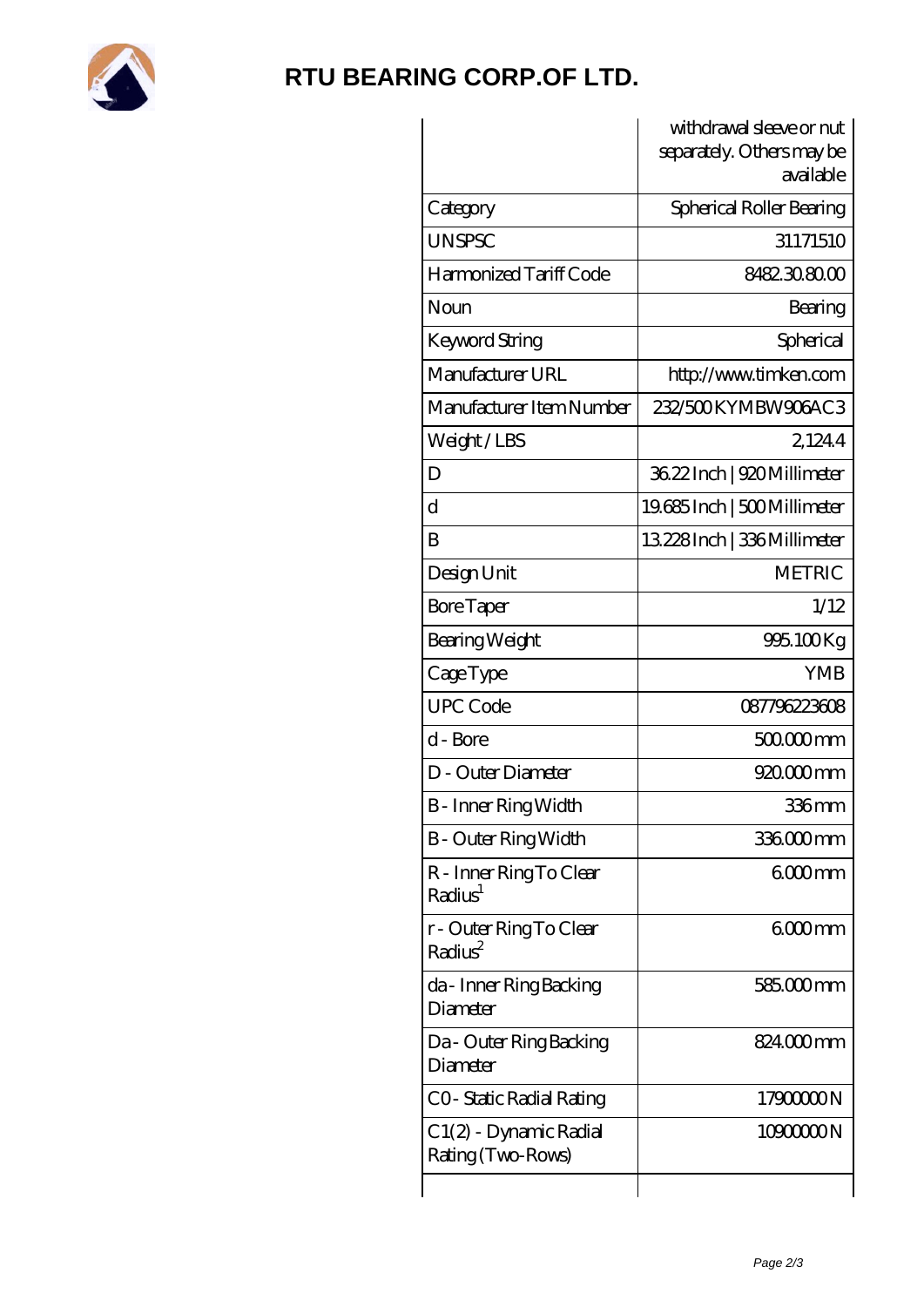# RTU BEARING CORP.OF LTD.

| | withdrawal sleeve or nut separately. Others may be available |
|---|---|
| Category | Spherical Roller Bearing |
| UNSPSC | 31171510 |
| Harmonized Tariff Code | 8482.30.80.00 |
| Noun | Bearing |
| Keyword String | Spherical |
| Manufacturer URL | http://www.timken.com |
| Manufacturer Item Number | 232/500 KYMBW906AC3 |
| Weight / LBS | 2,124.4 |
| D | 36.22 Inch \| 920 Millimeter |
| d | 19.685 Inch \| 500 Millimeter |
| B | 13.228 Inch \| 336 Millimeter |
| Design Unit | METRIC |
| Bore Taper | 1/12 |
| Bearing Weight | 995.100 Kg |
| Cage Type | YMB |
| UPC Code | 087796223608 |
| d - Bore | 500.000 mm |
| D - Outer Diameter | 920.000 mm |
| B - Inner Ring Width | 336 mm |
| B - Outer Ring Width | 336.000 mm |
| R - Inner Ring To Clear Radius[1] | 6.000 mm |
| r - Outer Ring To Clear Radius[2] | 6.000 mm |
| da - Inner Ring Backing Diameter | 585.000 mm |
| Da - Outer Ring Backing Diameter | 824.000 mm |
| C0 - Static Radial Rating | 17900000 N |
| C1(2) - Dynamic Radial Rating (Two-Rows) | 10900000 N |
| | |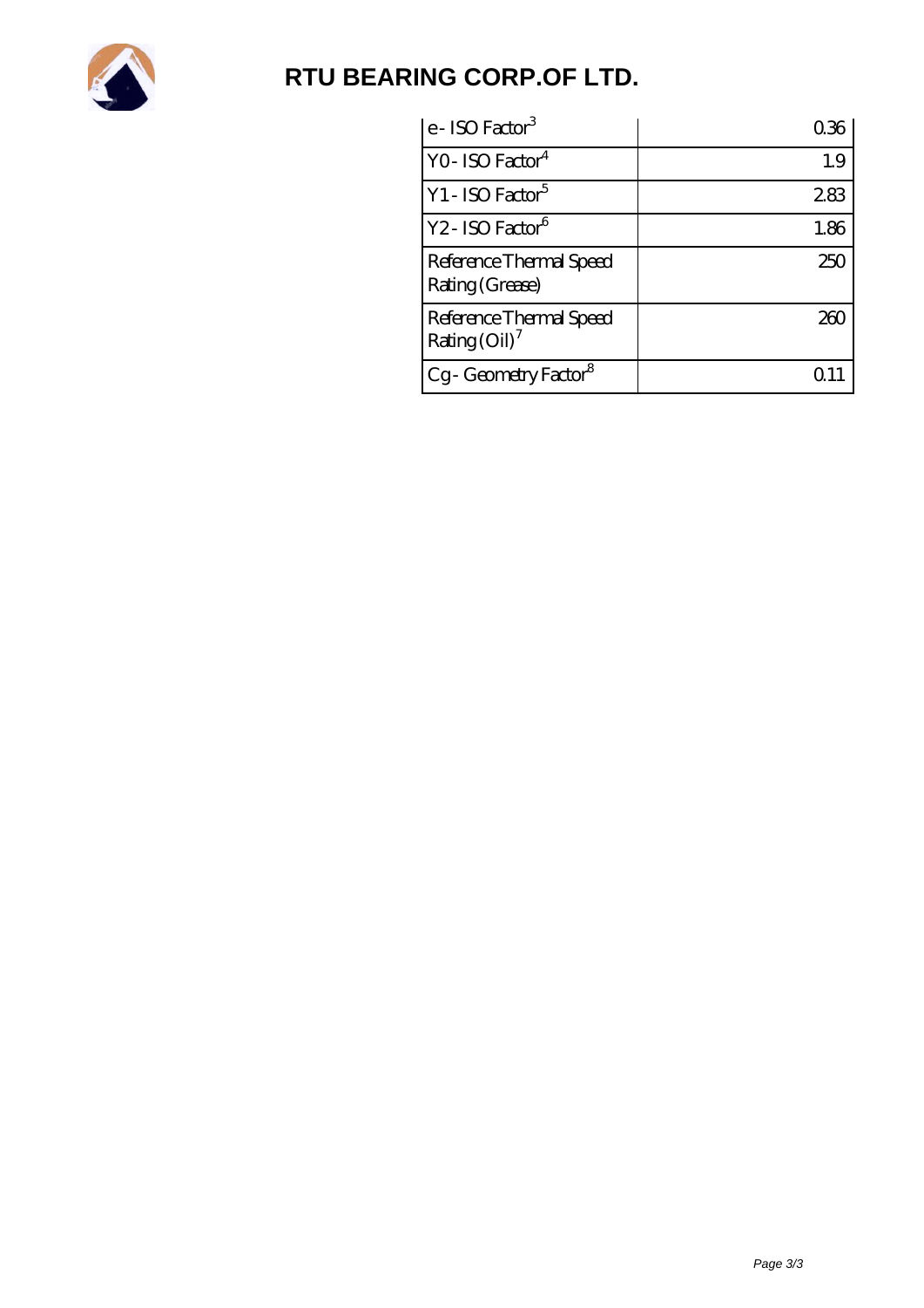| | |
|---|---|
| e - ISO Factor[3] | 0.36 |
| Y0 - ISO Factor[4] | 1.9 |
| Y1 - ISO Factor[5] | 2.83 |
| Y2 - ISO Factor[6] | 1.86 |
| Reference Thermal Speed Rating (Grease) | 250 |
| Reference Thermal Speed Rating (Oil)[7] | 260 |
| Cg - Geometry Factor[8] | 0.11 |